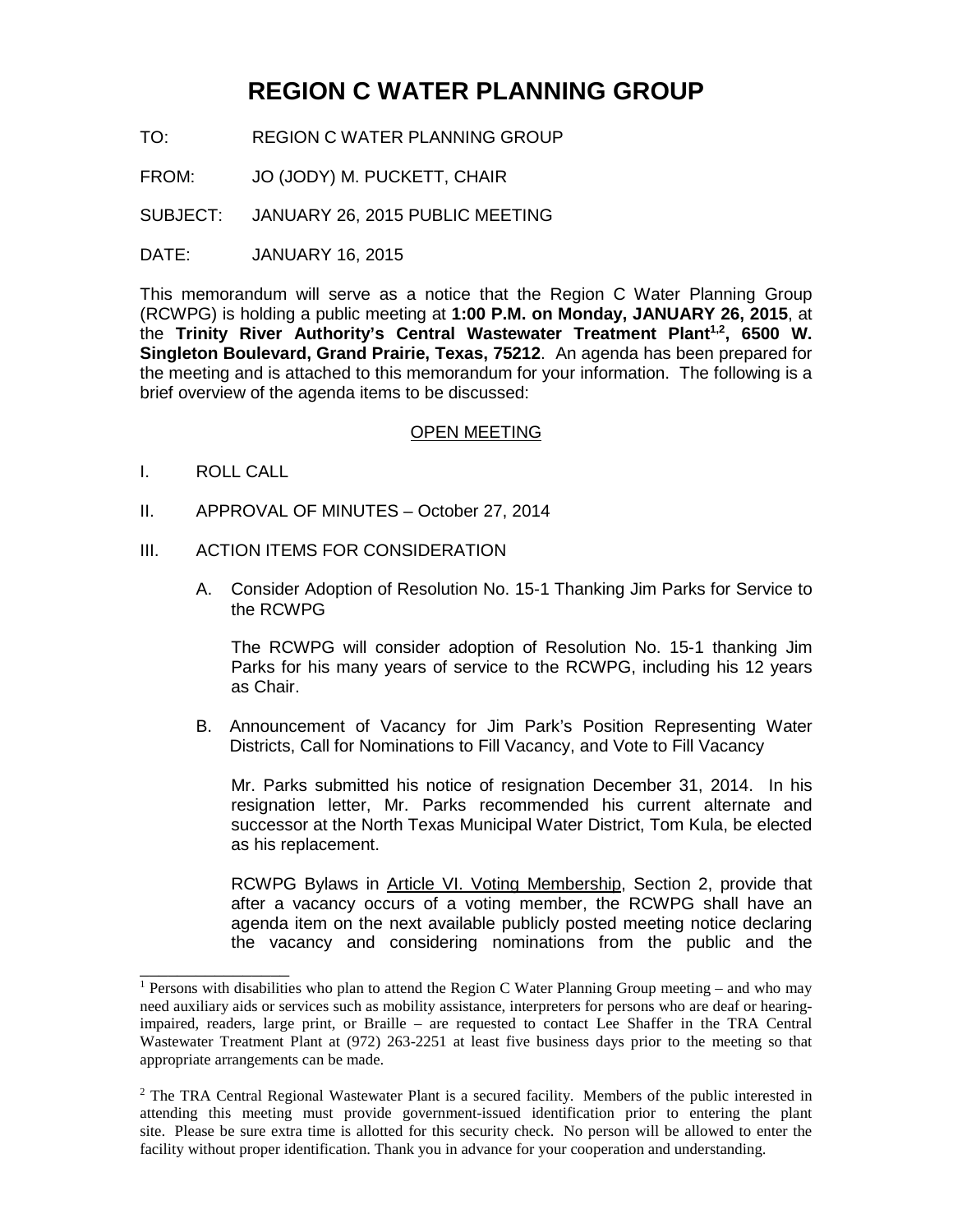# REGION C WATER PLANNING GROUP

TO: REGION C WATER PLANNING GROUP

FROM: JO (JODY) M. PUCKETT, CHAIR

SUBJECT: JANUARY 26, 2015 PUBLIC MEETING

DATE: JANUARY 16, 2015

This memorandum will serve as a notice that the Region C Water Planning Group (RCWPG) is holding a public meeting at **1:00 P.M. on Monday, JANUARY 26, 2015**, at the **Trinity River Authority's Central Wastewater Treatment Plant[1,2], 6500 W. Singleton Boulevard, Grand Prairie, Texas, 75212**. An agenda has been prepared for the meeting and is attached to this memorandum for your information. The following is a brief overview of the agenda items to be discussed:

<u>OPEN MEETING</u>

I. ROLL CALL

II. APPROVAL OF MINUTES – October 27, 2014

III. ACTION ITEMS FOR CONSIDERATION

A. Consider Adoption of Resolution No. 15-1 Thanking Jim Parks for Service to the RCWPG

The RCWPG will consider adoption of Resolution No. 15-1 thanking Jim Parks for his many years of service to the RCWPG, including his 12 years as Chair.

B. Announcement of Vacancy for Jim Park's Position Representing Water Districts, Call for Nominations to Fill Vacancy, and Vote to Fill Vacancy

Mr. Parks submitted his notice of resignation December 31, 2014. In his resignation letter, Mr. Parks recommended his current alternate and successor at the North Texas Municipal Water District, Tom Kula, be elected as his replacement.

RCWPG Bylaws in <u>Article VI. Voting Membership</u>, Section 2, provide that after a vacancy occurs of a voting member, the RCWPG shall have an agenda item on the next available publicly posted meeting notice declaring the vacancy and considering nominations from the public and the

---

[1] Persons with disabilities who plan to attend the Region C Water Planning Group meeting – and who may need auxiliary aids or services such as mobility assistance, interpreters for persons who are deaf or hearing-impaired, readers, large print, or Braille – are requested to contact Lee Shaffer in the TRA Central Wastewater Treatment Plant at (972) 263-2251 at least five business days prior to the meeting so that appropriate arrangements can be made.

[2] The TRA Central Regional Wastewater Plant is a secured facility. Members of the public interested in attending this meeting must provide government-issued identification prior to entering the plant site. Please be sure extra time is allotted for this security check. No person will be allowed to enter the facility without proper identification. Thank you in advance for your cooperation and understanding.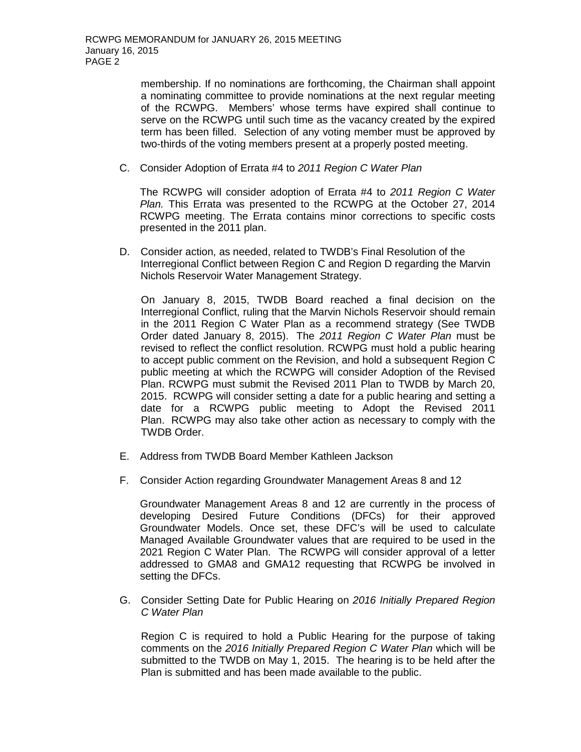membership. If no nominations are forthcoming, the Chairman shall appoint a nominating committee to provide nominations at the next regular meeting of the RCWPG. Members' whose terms have expired shall continue to serve on the RCWPG until such time as the vacancy created by the expired term has been filled. Selection of any voting member must be approved by two-thirds of the voting members present at a properly posted meeting.

C. Consider Adoption of Errata #4 to *2011 Region C Water Plan*

The RCWPG will consider adoption of Errata #4 to *2011 Region C Water Plan.* This Errata was presented to the RCWPG at the October 27, 2014 RCWPG meeting. The Errata contains minor corrections to specific costs presented in the 2011 plan.

D. Consider action, as needed, related to TWDB's Final Resolution of the Interregional Conflict between Region C and Region D regarding the Marvin Nichols Reservoir Water Management Strategy.

On January 8, 2015, TWDB Board reached a final decision on the Interregional Conflict, ruling that the Marvin Nichols Reservoir should remain in the 2011 Region C Water Plan as a recommend strategy (See TWDB Order dated January 8, 2015). The *2011 Region C Water Plan* must be revised to reflect the conflict resolution. RCWPG must hold a public hearing to accept public comment on the Revision, and hold a subsequent Region C public meeting at which the RCWPG will consider Adoption of the Revised Plan. RCWPG must submit the Revised 2011 Plan to TWDB by March 20, 2015. RCWPG will consider setting a date for a public hearing and setting a date for a RCWPG public meeting to Adopt the Revised 2011 Plan. RCWPG may also take other action as necessary to comply with the TWDB Order.

E. Address from TWDB Board Member Kathleen Jackson

F. Consider Action regarding Groundwater Management Areas 8 and 12

Groundwater Management Areas 8 and 12 are currently in the process of developing Desired Future Conditions (DFCs) for their approved Groundwater Models. Once set, these DFC's will be used to calculate Managed Available Groundwater values that are required to be used in the 2021 Region C Water Plan. The RCWPG will consider approval of a letter addressed to GMA8 and GMA12 requesting that RCWPG be involved in setting the DFCs.

G. Consider Setting Date for Public Hearing on *2016 Initially Prepared Region C Water Plan*

Region C is required to hold a Public Hearing for the purpose of taking comments on the *2016 Initially Prepared Region C Water Plan* which will be submitted to the TWDB on May 1, 2015. The hearing is to be held after the Plan is submitted and has been made available to the public.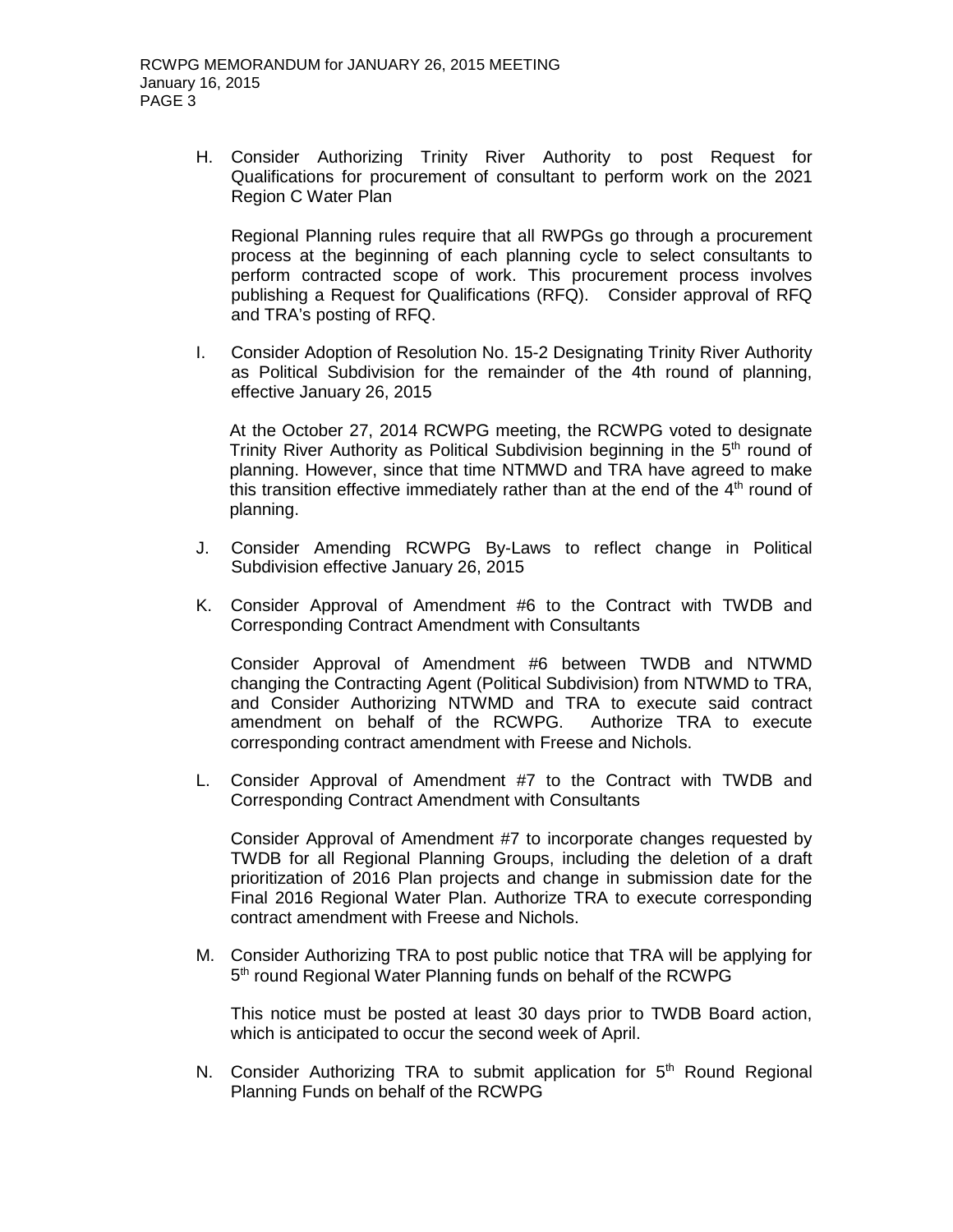H. Consider Authorizing Trinity River Authority to post Request for Qualifications for procurement of consultant to perform work on the 2021 Region C Water Plan

   Regional Planning rules require that all RWPGs go through a procurement process at the beginning of each planning cycle to select consultants to perform contracted scope of work. This procurement process involves publishing a Request for Qualifications (RFQ). Consider approval of RFQ and TRA's posting of RFQ.

I. Consider Adoption of Resolution No. 15-2 Designating Trinity River Authority as Political Subdivision for the remainder of the 4th round of planning, effective January 26, 2015

   At the October 27, 2014 RCWPG meeting, the RCWPG voted to designate Trinity River Authority as Political Subdivision beginning in the 5th round of planning. However, since that time NTMWD and TRA have agreed to make this transition effective immediately rather than at the end of the 4th round of planning.

J. Consider Amending RCWPG By-Laws to reflect change in Political Subdivision effective January 26, 2015

K. Consider Approval of Amendment #6 to the Contract with TWDB and Corresponding Contract Amendment with Consultants

   Consider Approval of Amendment #6 between TWDB and NTWMD changing the Contracting Agent (Political Subdivision) from NTWMD to TRA, and Consider Authorizing NTWMD and TRA to execute said contract amendment on behalf of the RCWPG. Authorize TRA to execute corresponding contract amendment with Freese and Nichols.

L. Consider Approval of Amendment #7 to the Contract with TWDB and Corresponding Contract Amendment with Consultants

   Consider Approval of Amendment #7 to incorporate changes requested by TWDB for all Regional Planning Groups, including the deletion of a draft prioritization of 2016 Plan projects and change in submission date for the Final 2016 Regional Water Plan. Authorize TRA to execute corresponding contract amendment with Freese and Nichols.

M. Consider Authorizing TRA to post public notice that TRA will be applying for 5th round Regional Water Planning funds on behalf of the RCWPG

   This notice must be posted at least 30 days prior to TWDB Board action, which is anticipated to occur the second week of April.

N. Consider Authorizing TRA to submit application for 5th Round Regional Planning Funds on behalf of the RCWPG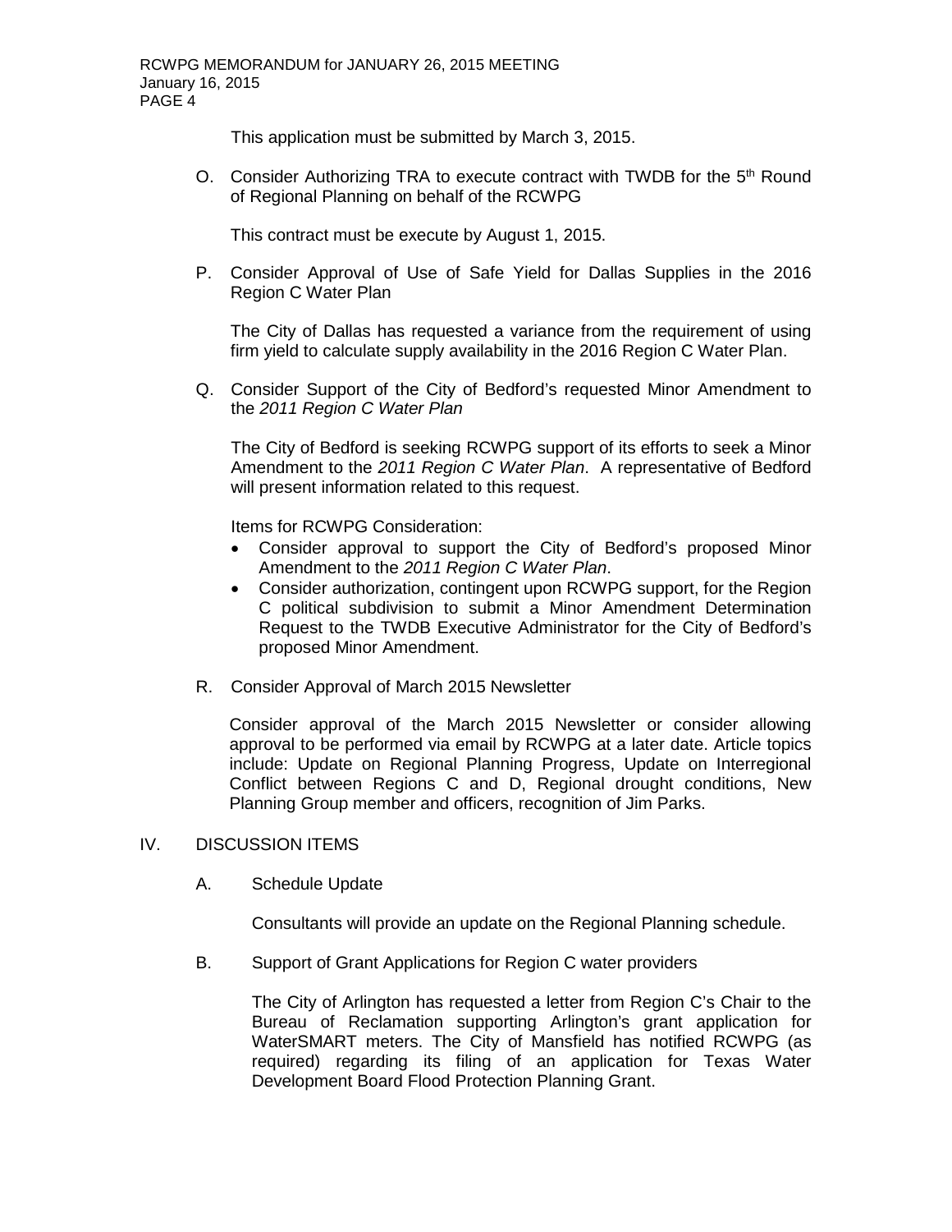This application must be submitted by March 3, 2015.

O. Consider Authorizing TRA to execute contract with TWDB for the 5th Round of Regional Planning on behalf of the RCWPG

This contract must be execute by August 1, 2015.

P. Consider Approval of Use of Safe Yield for Dallas Supplies in the 2016 Region C Water Plan

The City of Dallas has requested a variance from the requirement of using firm yield to calculate supply availability in the 2016 Region C Water Plan.

Q. Consider Support of the City of Bedford's requested Minor Amendment to the *2011 Region C Water Plan*

The City of Bedford is seeking RCWPG support of its efforts to seek a Minor Amendment to the *2011 Region C Water Plan*. A representative of Bedford will present information related to this request.

Items for RCWPG Consideration:

- Consider approval to support the City of Bedford's proposed Minor Amendment to the *2011 Region C Water Plan*.
- Consider authorization, contingent upon RCWPG support, for the Region C political subdivision to submit a Minor Amendment Determination Request to the TWDB Executive Administrator for the City of Bedford's proposed Minor Amendment.

R. Consider Approval of March 2015 Newsletter

Consider approval of the March 2015 Newsletter or consider allowing approval to be performed via email by RCWPG at a later date. Article topics include: Update on Regional Planning Progress, Update on Interregional Conflict between Regions C and D, Regional drought conditions, New Planning Group member and officers, recognition of Jim Parks.

IV. DISCUSSION ITEMS

A. Schedule Update

Consultants will provide an update on the Regional Planning schedule.

B. Support of Grant Applications for Region C water providers

The City of Arlington has requested a letter from Region C's Chair to the Bureau of Reclamation supporting Arlington's grant application for WaterSMART meters. The City of Mansfield has notified RCWPG (as required) regarding its filing of an application for Texas Water Development Board Flood Protection Planning Grant.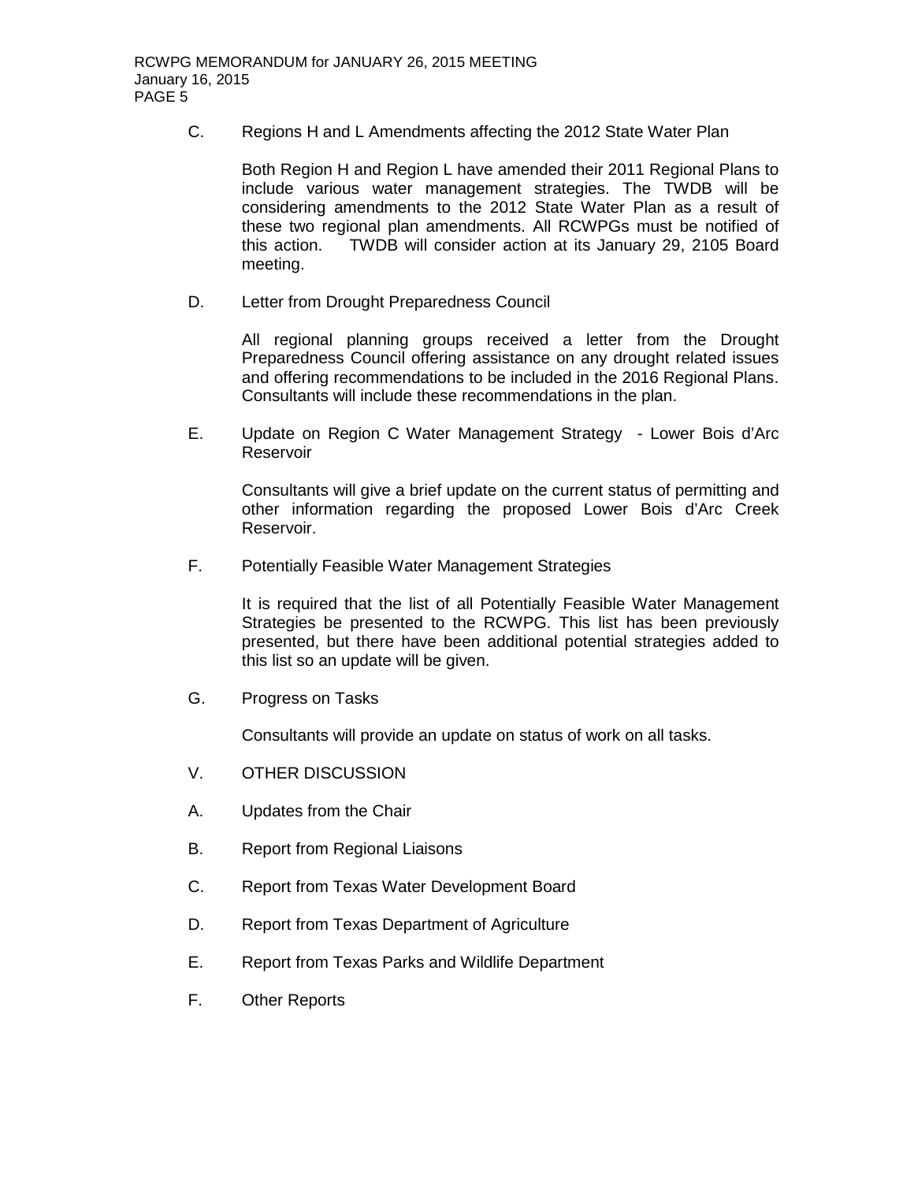C. Regions H and L Amendments affecting the 2012 State Water Plan

Both Region H and Region L have amended their 2011 Regional Plans to include various water management strategies. The TWDB will be considering amendments to the 2012 State Water Plan as a result of these two regional plan amendments. All RCWPGs must be notified of this action. TWDB will consider action at its January 29, 2105 Board meeting.

D. Letter from Drought Preparedness Council

All regional planning groups received a letter from the Drought Preparedness Council offering assistance on any drought related issues and offering recommendations to be included in the 2016 Regional Plans. Consultants will include these recommendations in the plan.

E. Update on Region C Water Management Strategy - Lower Bois d'Arc Reservoir

Consultants will give a brief update on the current status of permitting and other information regarding the proposed Lower Bois d'Arc Creek Reservoir.

F. Potentially Feasible Water Management Strategies

It is required that the list of all Potentially Feasible Water Management Strategies be presented to the RCWPG. This list has been previously presented, but there have been additional potential strategies added to this list so an update will be given.

G. Progress on Tasks

Consultants will provide an update on status of work on all tasks.

V. OTHER DISCUSSION

A. Updates from the Chair

B. Report from Regional Liaisons

C. Report from Texas Water Development Board

D. Report from Texas Department of Agriculture

E. Report from Texas Parks and Wildlife Department

F. Other Reports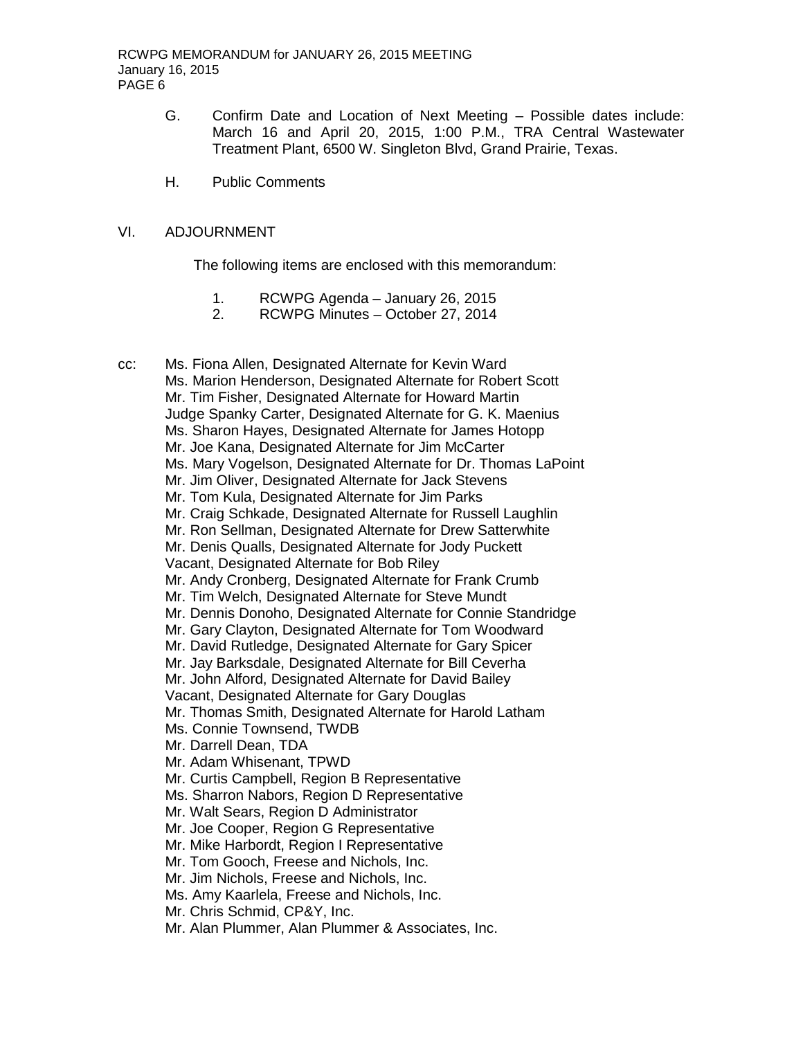G. Confirm Date and Location of Next Meeting – Possible dates include: March 16 and April 20, 2015, 1:00 P.M., TRA Central Wastewater Treatment Plant, 6500 W. Singleton Blvd, Grand Prairie, Texas.

H. Public Comments

VI. ADJOURNMENT

The following items are enclosed with this memorandum:

1. RCWPG Agenda – January 26, 2015
2. RCWPG Minutes – October 27, 2014

cc: Ms. Fiona Allen, Designated Alternate for Kevin Ward
Ms. Marion Henderson, Designated Alternate for Robert Scott
Mr. Tim Fisher, Designated Alternate for Howard Martin
Judge Spanky Carter, Designated Alternate for G. K. Maenius
Ms. Sharon Hayes, Designated Alternate for James Hotopp
Mr. Joe Kana, Designated Alternate for Jim McCarter
Ms. Mary Vogelson, Designated Alternate for Dr. Thomas LaPoint
Mr. Jim Oliver, Designated Alternate for Jack Stevens
Mr. Tom Kula, Designated Alternate for Jim Parks
Mr. Craig Schkade, Designated Alternate for Russell Laughlin
Mr. Ron Sellman, Designated Alternate for Drew Satterwhite
Mr. Denis Qualls, Designated Alternate for Jody Puckett
Vacant, Designated Alternate for Bob Riley
Mr. Andy Cronberg, Designated Alternate for Frank Crumb
Mr. Tim Welch, Designated Alternate for Steve Mundt
Mr. Dennis Donoho, Designated Alternate for Connie Standridge
Mr. Gary Clayton, Designated Alternate for Tom Woodward
Mr. David Rutledge, Designated Alternate for Gary Spicer
Mr. Jay Barksdale, Designated Alternate for Bill Ceverha
Mr. John Alford, Designated Alternate for David Bailey
Vacant, Designated Alternate for Gary Douglas
Mr. Thomas Smith, Designated Alternate for Harold Latham
Ms. Connie Townsend, TWDB
Mr. Darrell Dean, TDA
Mr. Adam Whisenant, TPWD
Mr. Curtis Campbell, Region B Representative
Ms. Sharron Nabors, Region D Representative
Mr. Walt Sears, Region D Administrator
Mr. Joe Cooper, Region G Representative
Mr. Mike Harbordt, Region I Representative
Mr. Tom Gooch, Freese and Nichols, Inc.
Mr. Jim Nichols, Freese and Nichols, Inc.
Ms. Amy Kaarlela, Freese and Nichols, Inc.
Mr. Chris Schmid, CP&Y, Inc.
Mr. Alan Plummer, Alan Plummer & Associates, Inc.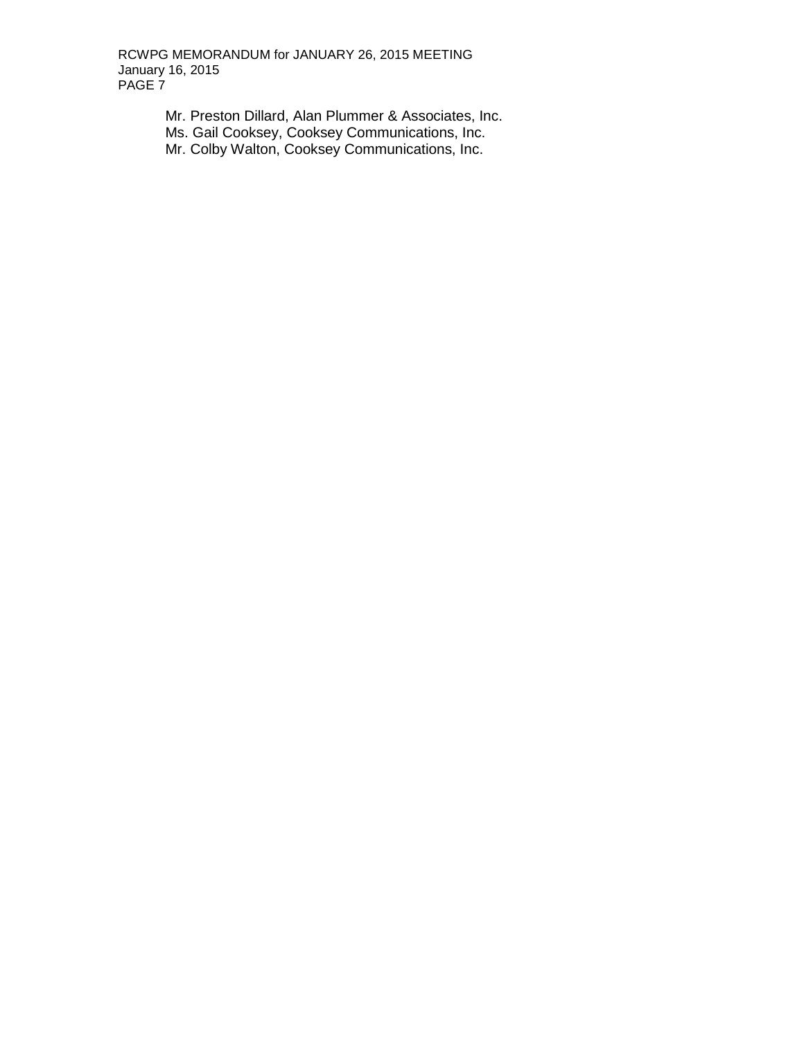Mr. Preston Dillard, Alan Plummer & Associates, Inc.
Ms. Gail Cooksey, Cooksey Communications, Inc.
Mr. Colby Walton, Cooksey Communications, Inc.